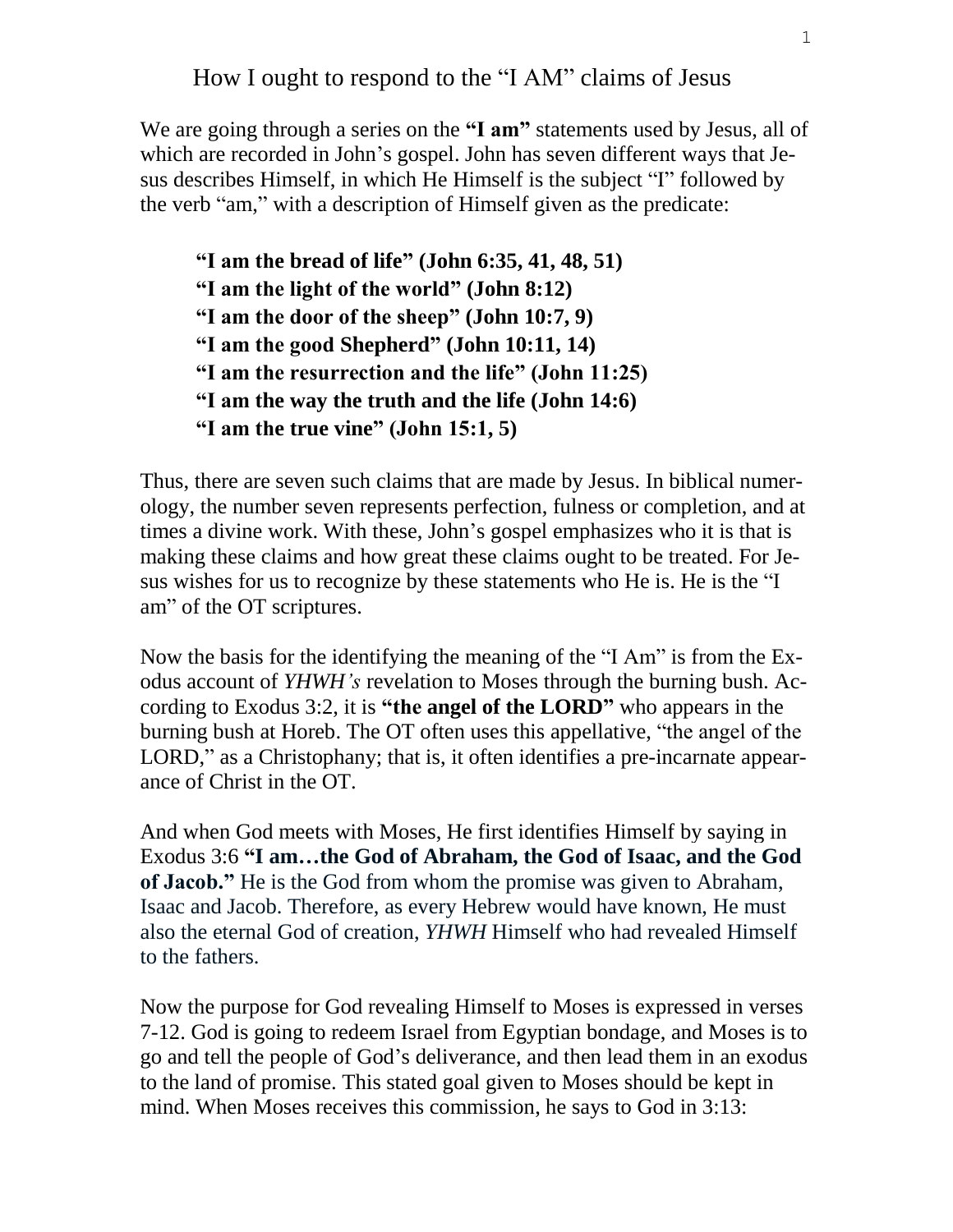# How I ought to respond to the "I AM" claims of Jesus

We are going through a series on the **"I am"** statements used by Jesus, all of which are recorded in John's gospel. John has seven different ways that Jesus describes Himself, in which He Himself is the subject "I" followed by the verb "am," with a description of Himself given as the predicate:

> **"I am the bread of life" (John 6:35, 41, 48, 51)**
> **"I am the light of the world" (John 8:12)**
> **"I am the door of the sheep" (John 10:7, 9)**
> **"I am the good Shepherd" (John 10:11, 14)**
> **"I am the resurrection and the life" (John 11:25)**
> **"I am the way the truth and the life (John 14:6)**
> **"I am the true vine" (John 15:1, 5)**

Thus, there are seven such claims that are made by Jesus. In biblical numerology, the number seven represents perfection, fulness or completion, and at times a divine work. With these, John's gospel emphasizes who it is that is making these claims and how great these claims ought to be treated. For Jesus wishes for us to recognize by these statements who He is. He is the "I am" of the OT scriptures.

Now the basis for the identifying the meaning of the "I Am" is from the Exodus account of *YHWH's* revelation to Moses through the burning bush. According to Exodus 3:2, it is **"the angel of the LORD"** who appears in the burning bush at Horeb. The OT often uses this appellative, "the angel of the LORD," as a Christophany; that is, it often identifies a pre-incarnate appearance of Christ in the OT.

And when God meets with Moses, He first identifies Himself by saying in Exodus 3:6 **"I am…the God of Abraham, the God of Isaac, and the God of Jacob."** He is the God from whom the promise was given to Abraham, Isaac and Jacob. Therefore, as every Hebrew would have known, He must also the eternal God of creation, *YHWH* Himself who had revealed Himself to the fathers.

Now the purpose for God revealing Himself to Moses is expressed in verses 7-12. God is going to redeem Israel from Egyptian bondage, and Moses is to go and tell the people of God's deliverance, and then lead them in an exodus to the land of promise. This stated goal given to Moses should be kept in mind. When Moses receives this commission, he says to God in 3:13: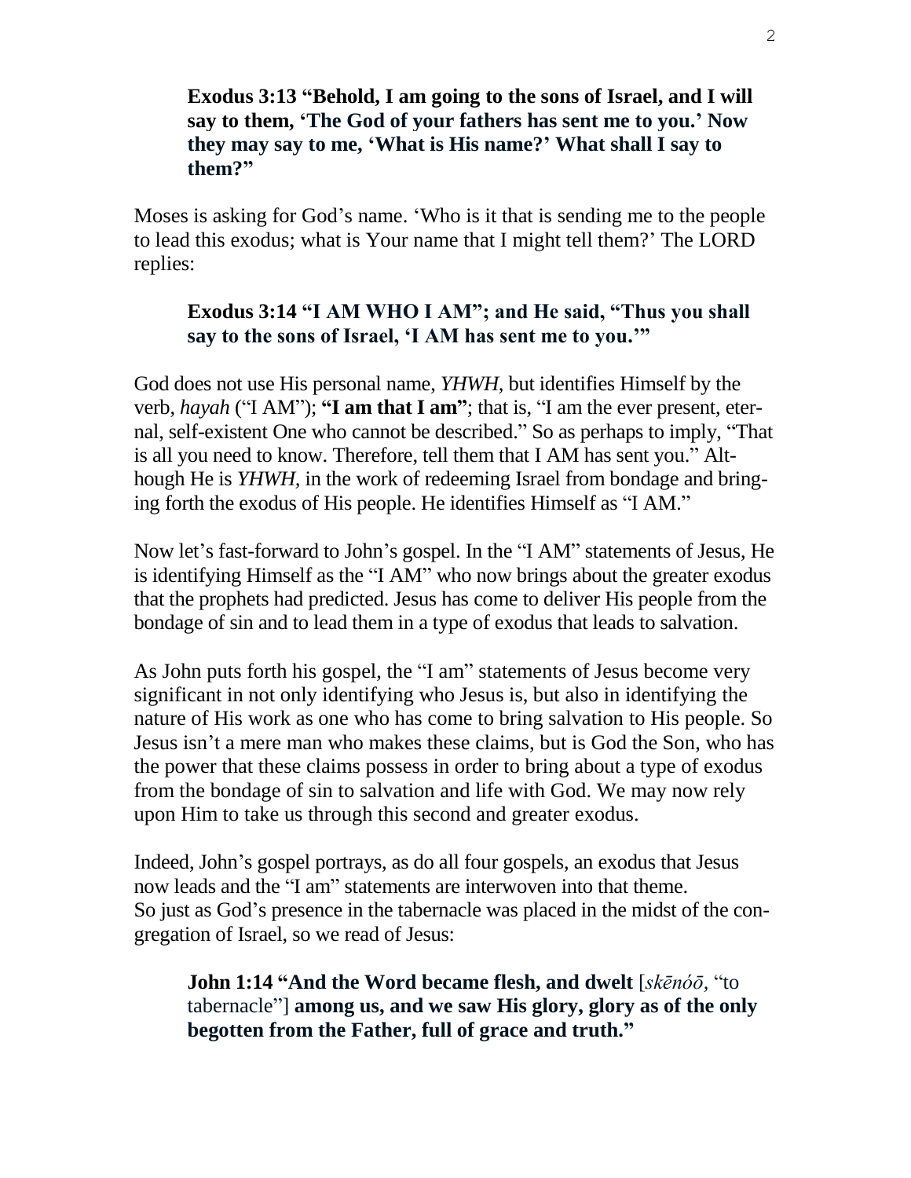**Exodus 3:13 "Behold, I am going to the sons of Israel, and I will say to them, 'The God of your fathers has sent me to you.' Now they may say to me, 'What is His name?' What shall I say to them?"**

Moses is asking for God's name. 'Who is it that is sending me to the people to lead this exodus; what is Your name that I might tell them?' The LORD replies:

**Exodus 3:14 "I AM WHO I AM"; and He said, "Thus you shall say to the sons of Israel, 'I AM has sent me to you.'"**

God does not use His personal name, *YHWH*, but identifies Himself by the verb, *hayah* ("I AM"); **"I am that I am"**; that is, "I am the ever present, eternal, self-existent One who cannot be described." So as perhaps to imply, "That is all you need to know. Therefore, tell them that I AM has sent you." Although He is *YHWH*, in the work of redeeming Israel from bondage and bringing forth the exodus of His people. He identifies Himself as "I AM."

Now let's fast-forward to John's gospel. In the "I AM" statements of Jesus, He is identifying Himself as the "I AM" who now brings about the greater exodus that the prophets had predicted. Jesus has come to deliver His people from the bondage of sin and to lead them in a type of exodus that leads to salvation.

As John puts forth his gospel, the "I am" statements of Jesus become very significant in not only identifying who Jesus is, but also in identifying the nature of His work as one who has come to bring salvation to His people. So Jesus isn't a mere man who makes these claims, but is God the Son, who has the power that these claims possess in order to bring about a type of exodus from the bondage of sin to salvation and life with God. We may now rely upon Him to take us through this second and greater exodus.

Indeed, John's gospel portrays, as do all four gospels, an exodus that Jesus now leads and the "I am" statements are interwoven into that theme.
So just as God's presence in the tabernacle was placed in the midst of the congregation of Israel, so we read of Jesus:

**John 1:14 "And the Word became flesh, and dwelt** [*skēnóō*, "to tabernacle"] **among us, and we saw His glory, glory as of the only begotten from the Father, full of grace and truth."**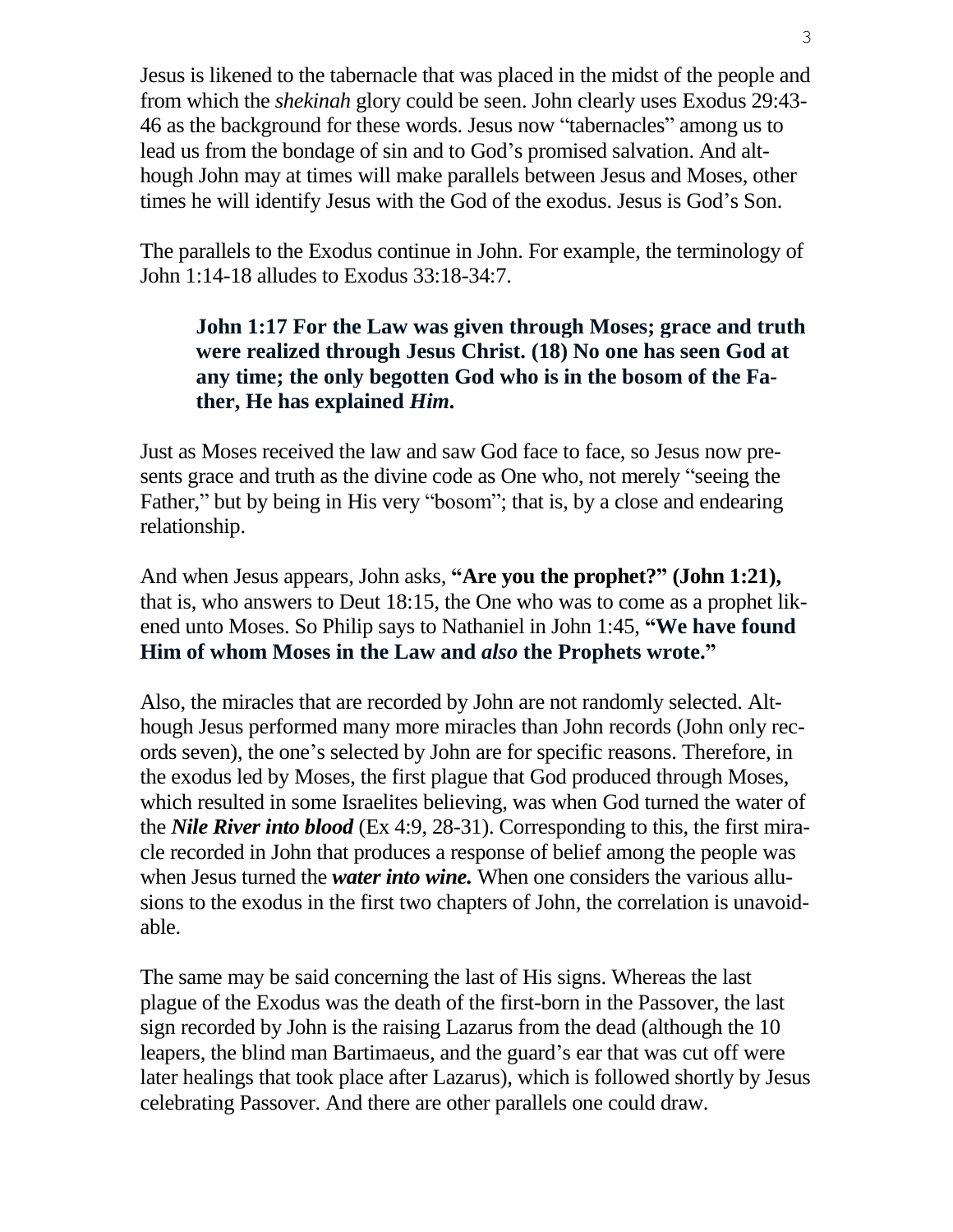Jesus is likened to the tabernacle that was placed in the midst of the people and from which the *shekinah* glory could be seen. John clearly uses Exodus 29:43-46 as the background for these words. Jesus now "tabernacles" among us to lead us from the bondage of sin and to God's promised salvation. And although John may at times will make parallels between Jesus and Moses, other times he will identify Jesus with the God of the exodus. Jesus is God's Son.

The parallels to the Exodus continue in John. For example, the terminology of John 1:14-18 alludes to Exodus 33:18-34:7.

> **John 1:17 For the Law was given through Moses; grace and truth were realized through Jesus Christ. (18) No one has seen God at any time; the only begotten God who is in the bosom of the Father, He has explained *Him*.**

Just as Moses received the law and saw God face to face, so Jesus now presents grace and truth as the divine code as One who, not merely "seeing the Father," but by being in His very "bosom"; that is, by a close and endearing relationship.

And when Jesus appears, John asks, **"Are you the prophet?" (John 1:21),** that is, who answers to Deut 18:15, the One who was to come as a prophet likened unto Moses. So Philip says to Nathaniel in John 1:45, **"We have found Him of whom Moses in the Law and *also* the Prophets wrote."**

Also, the miracles that are recorded by John are not randomly selected. Although Jesus performed many more miracles than John records (John only records seven), the one's selected by John are for specific reasons. Therefore, in the exodus led by Moses, the first plague that God produced through Moses, which resulted in some Israelites believing, was when God turned the water of the ***Nile River into blood*** (Ex 4:9, 28-31). Corresponding to this, the first miracle recorded in John that produces a response of belief among the people was when Jesus turned the ***water into wine.*** When one considers the various allusions to the exodus in the first two chapters of John, the correlation is unavoidable.

The same may be said concerning the last of His signs. Whereas the last plague of the Exodus was the death of the first-born in the Passover, the last sign recorded by John is the raising Lazarus from the dead (although the 10 leapers, the blind man Bartimaeus, and the guard's ear that was cut off were later healings that took place after Lazarus), which is followed shortly by Jesus celebrating Passover. And there are other parallels one could draw.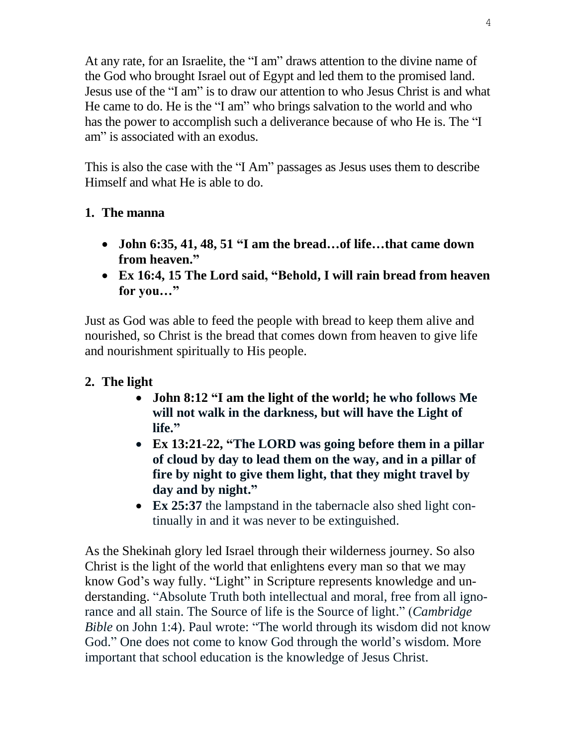At any rate, for an Israelite, the “I am” draws attention to the divine name of the God who brought Israel out of Egypt and led them to the promised land. Jesus use of the “I am” is to draw our attention to who Jesus Christ is and what He came to do. He is the “I am” who brings salvation to the world and who has the power to accomplish such a deliverance because of who He is. The “I am” is associated with an exodus.

This is also the case with the “I Am” passages as Jesus uses them to describe Himself and what He is able to do.

1. **The manna**

    - **John 6:35, 41, 48, 51 “I am the bread…of life…that came down from heaven.”**
    - **Ex 16:4, 15 The Lord said, “Behold, I will rain bread from heaven for you…”**

Just as God was able to feed the people with bread to keep them alive and nourished, so Christ is the bread that comes down from heaven to give life and nourishment spiritually to His people.

2. **The light**

    - **John 8:12 “I am the light of the world; he who follows Me will not walk in the darkness, but will have the Light of life.”**
    - **Ex 13:21-22, “The LORD was going before them in a pillar of cloud by day to lead them on the way, and in a pillar of fire by night to give them light, that they might travel by day and by night.”**
    - **Ex 25:37** the lampstand in the tabernacle also shed light continually in and it was never to be extinguished.

As the Shekinah glory led Israel through their wilderness journey. So also Christ is the light of the world that enlightens every man so that we may know God’s way fully. “Light” in Scripture represents knowledge and understanding. “Absolute Truth both intellectual and moral, free from all ignorance and all stain. The Source of life is the Source of light.” (*Cambridge Bible* on John 1:4). Paul wrote: “The world through its wisdom did not know God.” One does not come to know God through the world’s wisdom. More important that school education is the knowledge of Jesus Christ.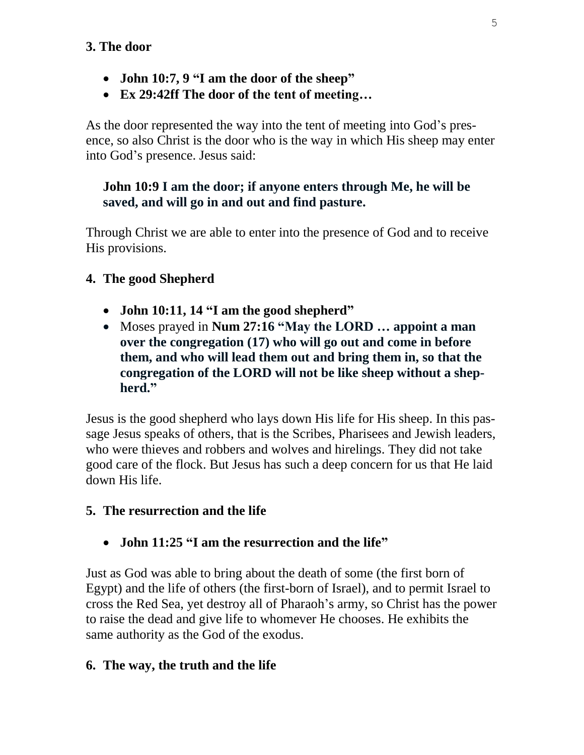### 3. The door

- **John 10:7, 9 "I am the door of the sheep"**
- **Ex 29:42ff The door of the tent of meeting…**

As the door represented the way into the tent of meeting into God's presence, so also Christ is the door who is the way in which His sheep may enter into God's presence. Jesus said:

> **John 10:9 I am the door; if anyone enters through Me, he will be saved, and will go in and out and find pasture.**

Through Christ we are able to enter into the presence of God and to receive His provisions.

### 4. The good Shepherd

- **John 10:11, 14 "I am the good shepherd"**
- Moses prayed in **Num 27:16 "May the LORD … appoint a man over the congregation (17) who will go out and come in before them, and who will lead them out and bring them in, so that the congregation of the LORD will not be like sheep without a shepherd."**

Jesus is the good shepherd who lays down His life for His sheep. In this passage Jesus speaks of others, that is the Scribes, Pharisees and Jewish leaders, who were thieves and robbers and wolves and hirelings. They did not take good care of the flock. But Jesus has such a deep concern for us that He laid down His life.

### 5. The resurrection and the life

- **John 11:25 "I am the resurrection and the life"**

Just as God was able to bring about the death of some (the first born of Egypt) and the life of others (the first-born of Israel), and to permit Israel to cross the Red Sea, yet destroy all of Pharaoh's army, so Christ has the power to raise the dead and give life to whomever He chooses. He exhibits the same authority as the God of the exodus.

### 6. The way, the truth and the life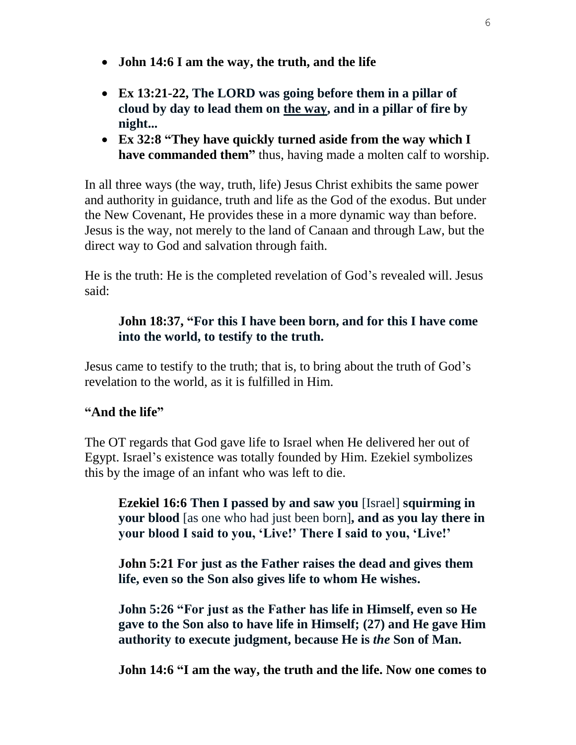- **John 14:6 I am the way, the truth, and the life**
- **Ex 13:21-22, The LORD was going before them in a pillar of cloud by day to lead them on <u>the way</u>, and in a pillar of fire by night...**
- **Ex 32:8 "They have quickly turned aside from the way which I have commanded them"** thus, having made a molten calf to worship.

In all three ways (the way, truth, life) Jesus Christ exhibits the same power and authority in guidance, truth and life as the God of the exodus. But under the New Covenant, He provides these in a more dynamic way than before. Jesus is the way, not merely to the land of Canaan and through Law, but the direct way to God and salvation through faith.

He is the truth: He is the completed revelation of God's revealed will. Jesus said:

> **John 18:37, "For this I have been born, and for this I have come into the world, to testify to the truth.**

Jesus came to testify to the truth; that is, to bring about the truth of God's revelation to the world, as it is fulfilled in Him.

**"And the life"**

The OT regards that God gave life to Israel when He delivered her out of Egypt. Israel's existence was totally founded by Him. Ezekiel symbolizes this by the image of an infant who was left to die.

> **Ezekiel 16:6 Then I passed by and saw you** [Israel] **squirming in your blood** [as one who had just been born]**, and as you lay there in your blood I said to you, 'Live!' There I said to you, 'Live!'**
>
> **John 5:21 For just as the Father raises the dead and gives them life, even so the Son also gives life to whom He wishes.**
>
> **John 5:26 "For just as the Father has life in Himself, even so He gave to the Son also to have life in Himself; (27) and He gave Him authority to execute judgment, because He is *the* Son of Man.**
>
> **John 14:6 "I am the way, the truth and the life. Now one comes to**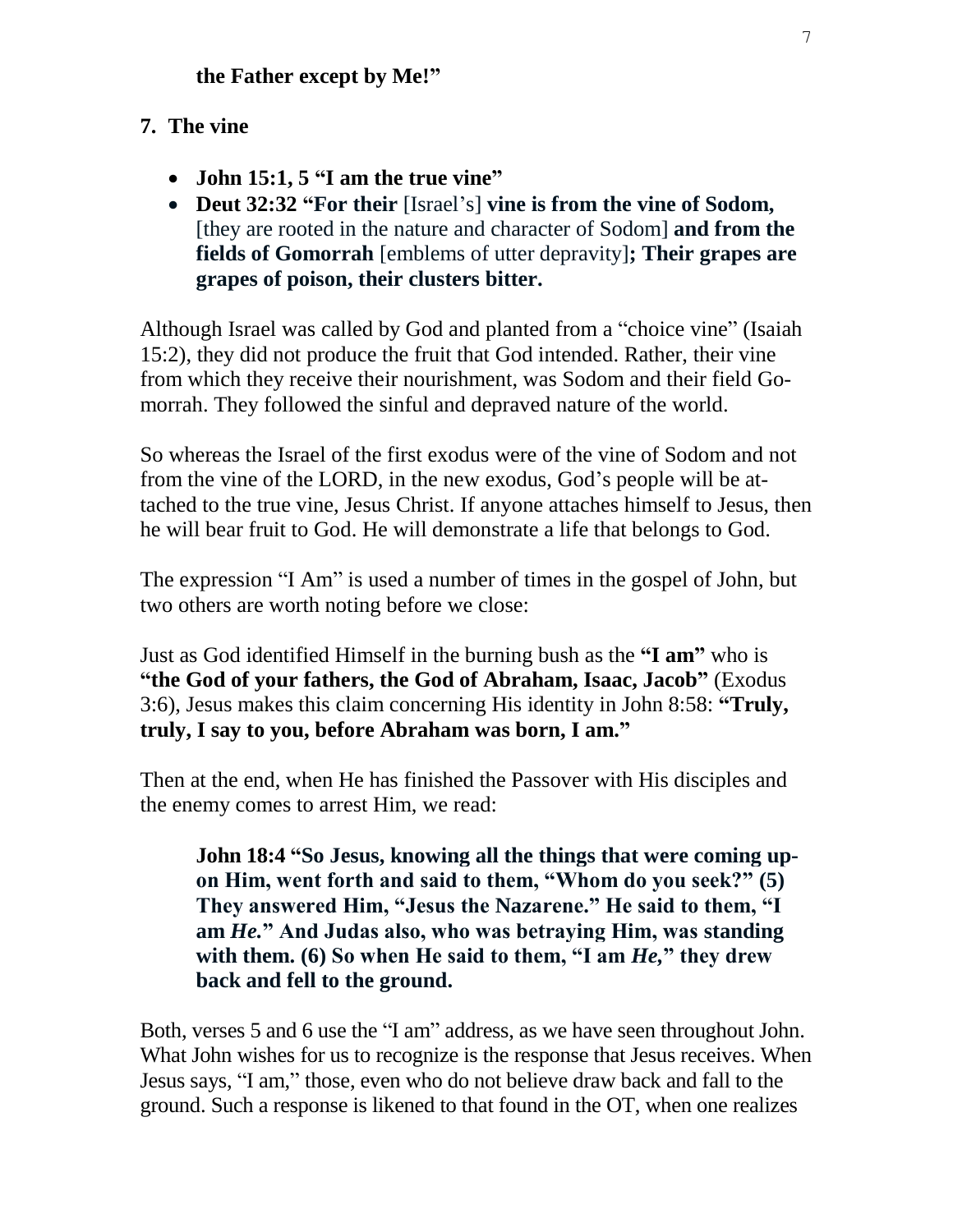**the Father except by Me!"**

7. **The vine**

- **John 15:1, 5 "I am the true vine"**
- **Deut 32:32 "For their** [Israel's] **vine is from the vine of Sodom,** [they are rooted in the nature and character of Sodom] **and from the fields of Gomorrah** [emblems of utter depravity]**; Their grapes are grapes of poison, their clusters bitter.**

Although Israel was called by God and planted from a "choice vine" (Isaiah 15:2), they did not produce the fruit that God intended. Rather, their vine from which they receive their nourishment, was Sodom and their field Gomorrah. They followed the sinful and depraved nature of the world.

So whereas the Israel of the first exodus were of the vine of Sodom and not from the vine of the LORD, in the new exodus, God's people will be attached to the true vine, Jesus Christ. If anyone attaches himself to Jesus, then he will bear fruit to God. He will demonstrate a life that belongs to God.

The expression "I Am" is used a number of times in the gospel of John, but two others are worth noting before we close:

Just as God identified Himself in the burning bush as the **"I am"** who is **"the God of your fathers, the God of Abraham, Isaac, Jacob"** (Exodus 3:6), Jesus makes this claim concerning His identity in John 8:58: **"Truly, truly, I say to you, before Abraham was born, I am."**

Then at the end, when He has finished the Passover with His disciples and the enemy comes to arrest Him, we read:

> **John 18:4 "So Jesus, knowing all the things that were coming upon Him, went forth and said to them, "Whom do you seek?" (5) They answered Him, "Jesus the Nazarene." He said to them, "I am *He.*" And Judas also, who was betraying Him, was standing with them. (6) So when He said to them, "I am *He,*" they drew back and fell to the ground.**

Both, verses 5 and 6 use the "I am" address, as we have seen throughout John. What John wishes for us to recognize is the response that Jesus receives. When Jesus says, "I am," those, even who do not believe draw back and fall to the ground. Such a response is likened to that found in the OT, when one realizes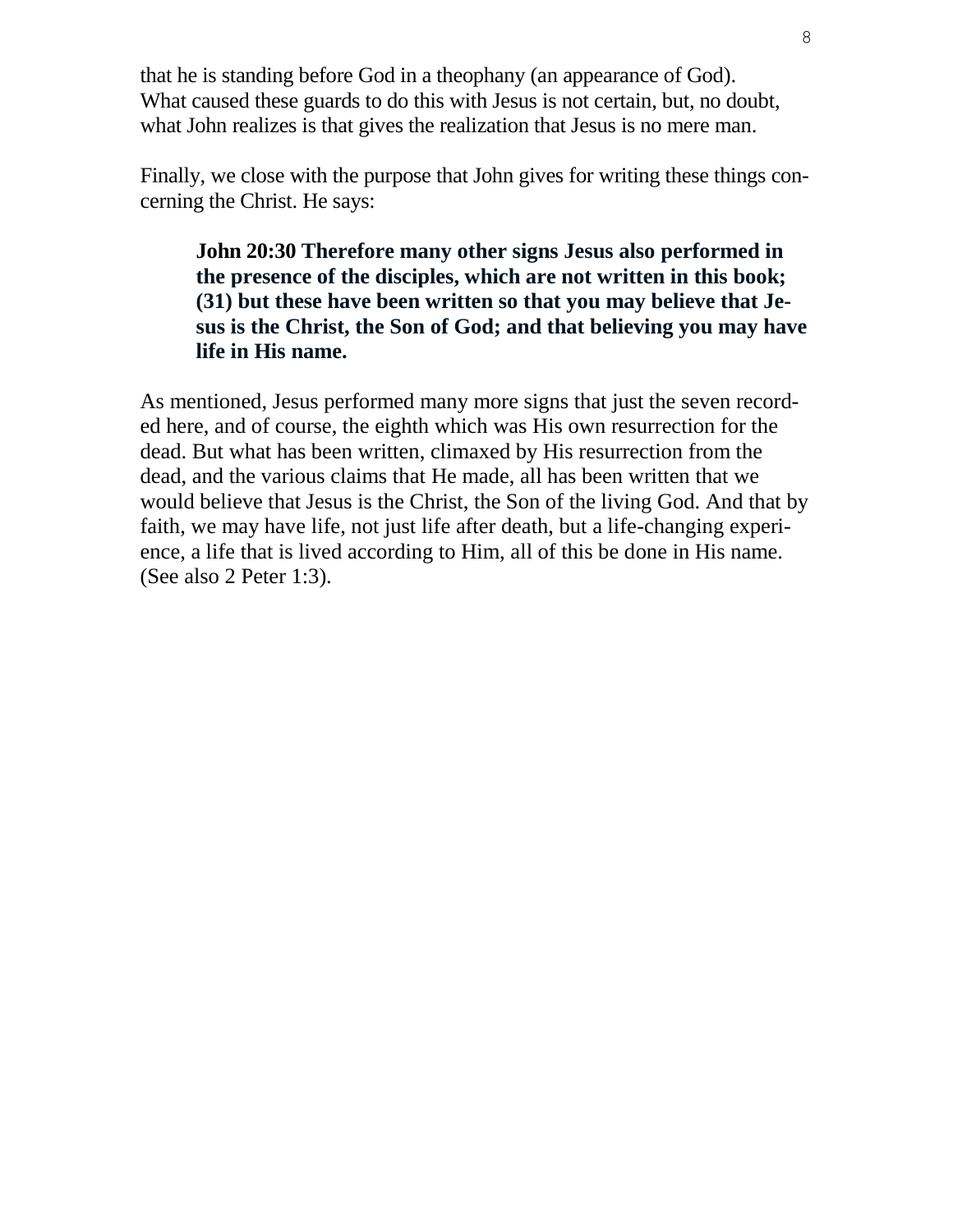that he is standing before God in a theophany (an appearance of God). What caused these guards to do this with Jesus is not certain, but, no doubt, what John realizes is that gives the realization that Jesus is no mere man.

Finally, we close with the purpose that John gives for writing these things concerning the Christ. He says:

> **John 20:30 Therefore many other signs Jesus also performed in the presence of the disciples, which are not written in this book; (31) but these have been written so that you may believe that Jesus is the Christ, the Son of God; and that believing you may have life in His name.**

As mentioned, Jesus performed many more signs that just the seven recorded here, and of course, the eighth which was His own resurrection for the dead. But what has been written, climaxed by His resurrection from the dead, and the various claims that He made, all has been written that we would believe that Jesus is the Christ, the Son of the living God. And that by faith, we may have life, not just life after death, but a life-changing experience, a life that is lived according to Him, all of this be done in His name. (See also 2 Peter 1:3).